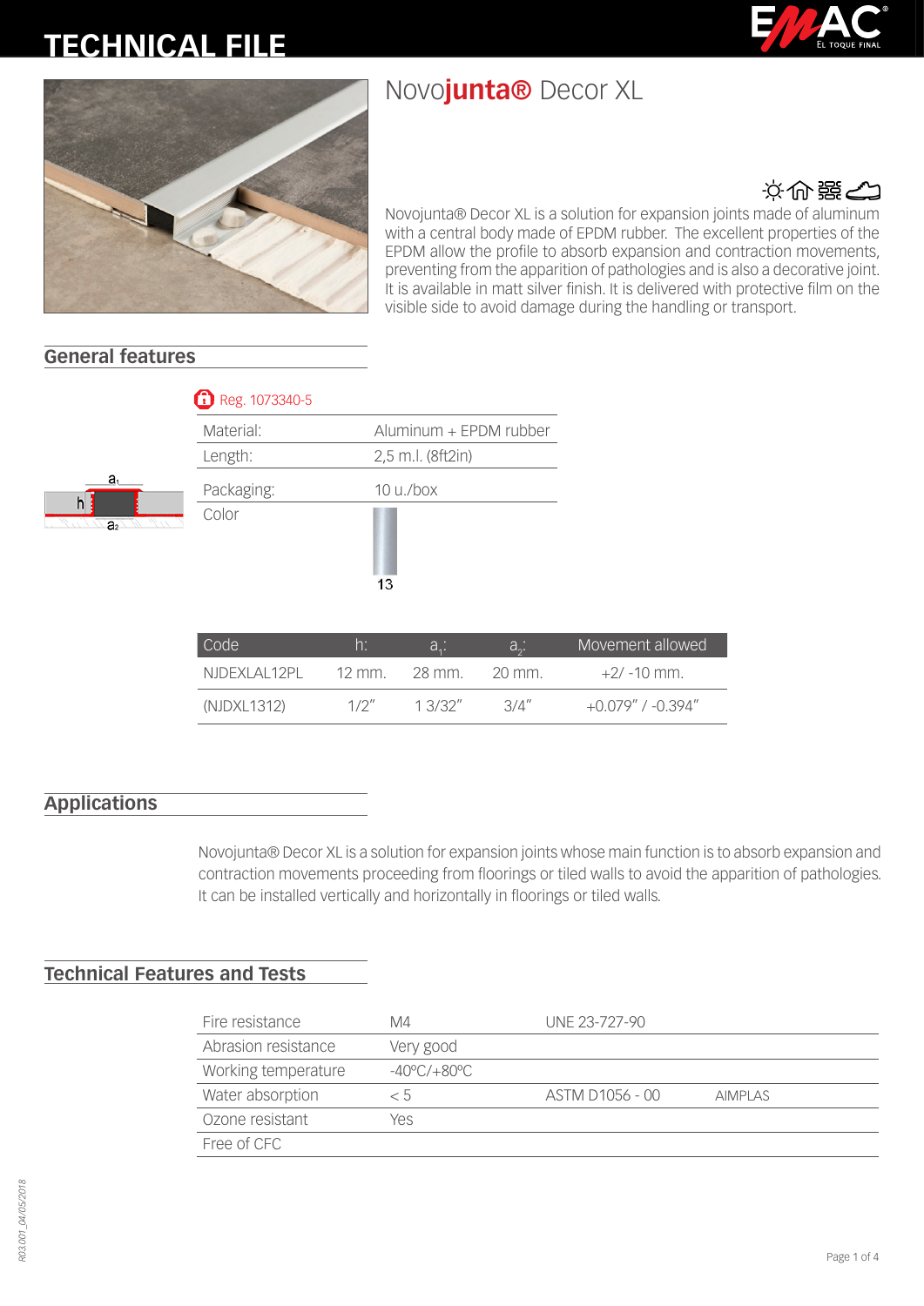# TECHNICAL FILE

# Novo**junta®** Decor XL

Novojunta® Decor XL is a solution for expansion joints made of aluminum with a central body made of EPDM rubber. The excellent properties of the EPDM allow the profile to absorb expansion and contraction movements, preventing from the apparition of pathologies and is also a decorative joint. It is available in matt silver finish. It is delivered with protective film on the visible side to avoid damage during the handling or transport.

## General features

Reg. 1073340-5

| | |
|---|---|
| Material: | Aluminum + EPDM rubber |
| Length: | 2,5 m.l. (8ft2in) |
| Packaging: | 10 u./box |
| Color | 13 |

| Code | h: | $a_1$: | $a_2$: | Movement allowed |
|---|---|---|---|---|
| NJDEXLAL12PL | 12 mm. | 28 mm. | 20 mm. | +2/ -10 mm. |
| (NJDXL1312) | 1/2" | 1 3/32" | 3/4" | +0.079" / -0.394" |

## Applications

Novojunta® Decor XL is a solution for expansion joints whose main function is to absorb expansion and contraction movements proceeding from floorings or tiled walls to avoid the apparition of pathologies. It can be installed vertically and horizontally in floorings or tiled walls.

## Technical Features and Tests

| | | | |
|---|---|---|---|
| Fire resistance | M4 | UNE 23-727-90 | |
| Abrasion resistance | Very good | | |
| Working temperature | -40ºC/+80ºC | | |
| Water absorption | < 5 | ASTM D1056 - 00 | AIMPLAS |
| Ozone resistant | Yes | | |
| Free of CFC | | | |

R03.001_04/05/2018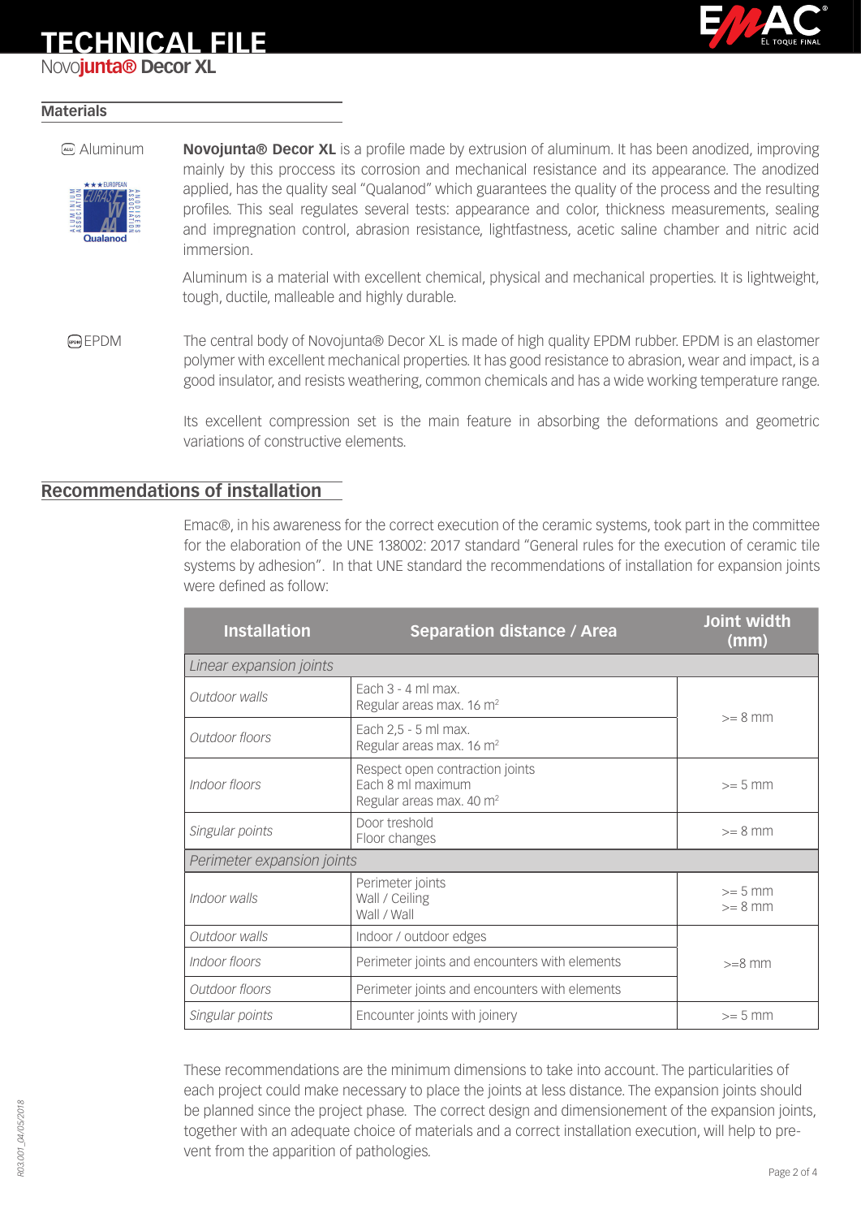# TECHNICAL FILE

Novo**junta®** **Decor XL**

## Materials

Aluminum

**Novojunta® Decor XL** is a profile made by extrusion of aluminum. It has been anodized, improving mainly by this proccess its corrosion and mechanical resistance and its appearance. The anodized applied, has the quality seal "Qualanod" which guarantees the quality of the process and the resulting profiles. This seal regulates several tests: appearance and color, thickness measurements, sealing and impregnation control, abrasion resistance, lightfastness, acetic saline chamber and nitric acid immersion.

Aluminum is a material with excellent chemical, physical and mechanical properties. It is lightweight, tough, ductile, malleable and highly durable.

EPDM

The central body of Novojunta® Decor XL is made of high quality EPDM rubber. EPDM is an elastomer polymer with excellent mechanical properties. It has good resistance to abrasion, wear and impact, is a good insulator, and resists weathering, common chemicals and has a wide working temperature range.

Its excellent compression set is the main feature in absorbing the deformations and geometric variations of constructive elements.

## Recommendations of installation

Emac®, in his awareness for the correct execution of the ceramic systems, took part in the committee for the elaboration of the UNE 138002: 2017 standard "General rules for the execution of ceramic tile systems by adhesion". In that UNE standard the recommendations of installation for expansion joints were defined as follow:

| Installation | Separation distance / Area | Joint width (mm) |
|---|---|---|
| *Linear expansion joints* | | |
| *Outdoor walls* | Each 3 - 4 ml max.<br>Regular areas max. 16 m² | >= 8 mm |
| *Outdoor floors* | Each 2,5 - 5 ml max.<br>Regular areas max. 16 m² | |
| *Indoor floors* | Respect open contraction joints<br>Each 8 ml maximum<br>Regular areas max. 40 m² | >= 5 mm |
| *Singular points* | Door treshold<br>Floor changes | >= 8 mm |
| *Perimeter expansion joints* | | |
| *Indoor walls* | Perimeter joints<br>Wall / Ceiling<br>Wall / Wall | >= 5 mm<br>>= 8 mm |
| *Outdoor walls* | Indoor / outdoor edges | >=8 mm |
| *Indoor floors* | Perimeter joints and encounters with elements | |
| *Outdoor floors* | Perimeter joints and encounters with elements | |
| *Singular points* | Encounter joints with joinery | >= 5 mm |

These recommendations are the minimum dimensions to take into account. The particularities of each project could make necessary to place the joints at less distance. The expansion joints should be planned since the project phase. The correct design and dimensionement of the expansion joints, together with an adequate choice of materials and a correct installation execution, will help to prevent from the apparition of pathologies.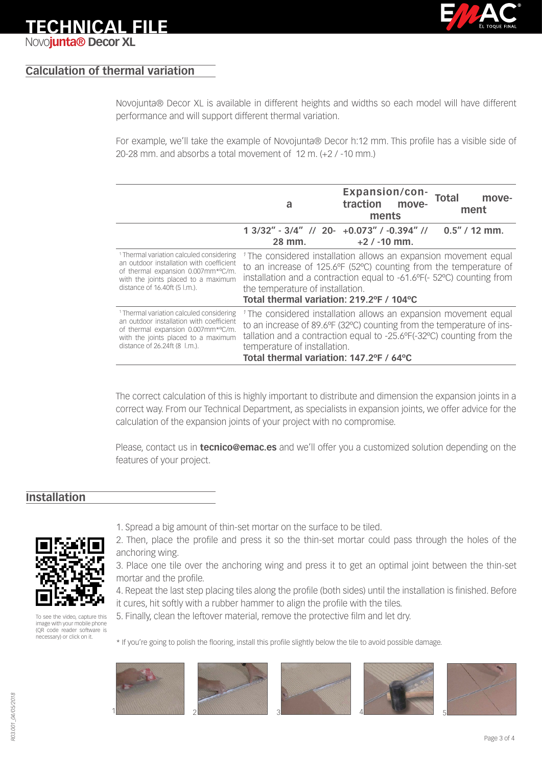# TECHNICAL FILE

Novo**junta®** **Decor XL**

## Calculation of thermal variation

Novojunta® Decor XL is available in different heights and widths so each model will have different performance and will support different thermal variation.

For example, we'll take the example of Novojunta® Decor h:12 mm. This profile has a visible side of 20-28 mm. and absorbs a total movement of 12 m. (+2 / -10 mm.)

| | a | Expansion/contraction movements | Total movement |
|---|---|---|---|
| | **1 3/32" - 3/4" // 20-28 mm.** | **+0.073" / -0.394" // +2 / -10 mm.** | **0.5" / 12 mm.** |
| [1] Thermal variation calculed considering an outdoor installation with coefficient of thermal expansion 0.007mm*ºC/m. with the joints placed to a maximum distance of 16.40ft (5 l.m.). | [1] The considered installation allows an expansion movement equal to an increase of 125.6ºF (52ºC) counting from the temperature of installation and a contraction equal to -61.6ºF(- 52ºC) counting from the temperature of installation. **Total thermal variation: 219.2ºF / 104ºC** | | |
| [1] Thermal variation calculed considering an outdoor installation with coefficient of thermal expansion 0.007mm*ºC/m. with the joints placed to a maximum distance of 26.24ft (8 l.m.). | [1] The considered installation allows an expansion movement equal to an increase of 89.6ºF (32ºC) counting from the temperature of installation and a contraction equal to -25.6ºF(-32ºC) counting from the temperature of installation. **Total thermal variation: 147.2ºF / 64ºC** | | |

The correct calculation of this is highly important to distribute and dimension the expansion joints in a correct way. From our Technical Department, as specialists in expansion joints, we offer advice for the calculation of the expansion joints of your project with no compromise.

Please, contact us in **tecnico@emac.es** and we'll offer you a customized solution depending on the features of your project.

## Installation

To see the video, capture this image with your mobile phone (QR code reader software is necessary) or click on it.

1. Spread a big amount of thin-set mortar on the surface to be tiled.
2. Then, place the profile and press it so the thin-set mortar could pass through the holes of the anchoring wing.
3. Place one tile over the anchoring wing and press it to get an optimal joint between the thin-set mortar and the profile.
4. Repeat the last step placing tiles along the profile (both sides) until the installation is finished. Before it cures, hit softly with a rubber hammer to align the profile with the tiles.
5. Finally, clean the leftover material, remove the protective film and let dry.

* If you're going to polish the flooring, install this profile slightly below the tile to avoid possible damage.

1 2 3 4 5

R03.001_04/05/2018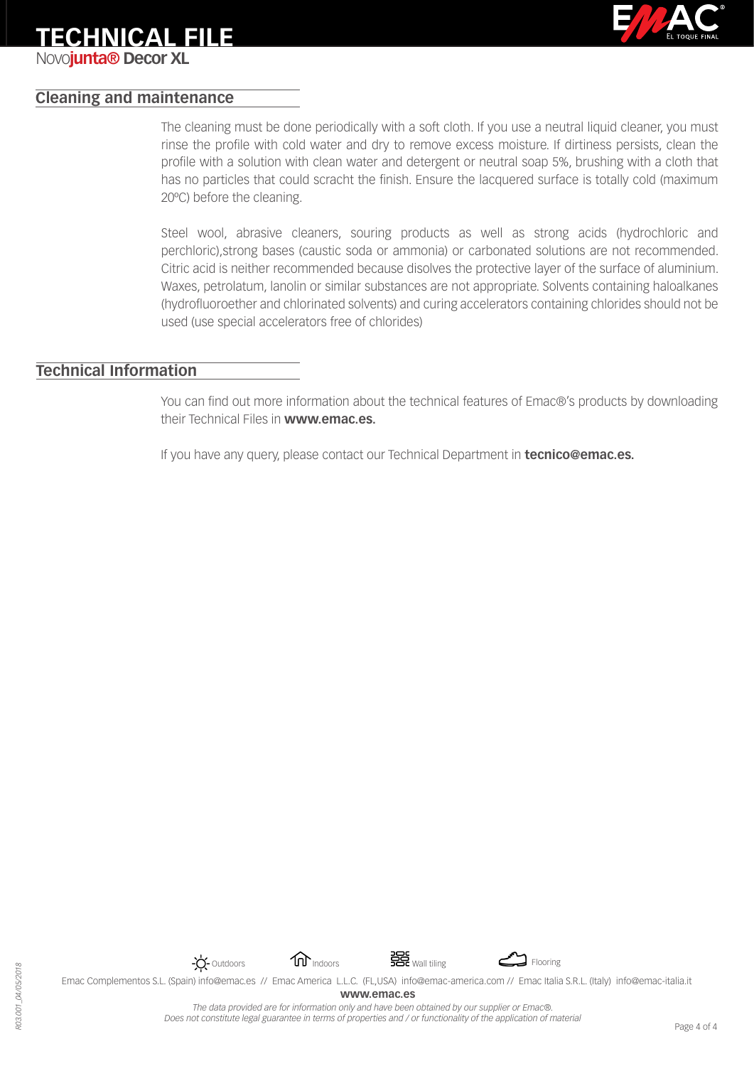## Cleaning and maintenance

The cleaning must be done periodically with a soft cloth. If you use a neutral liquid cleaner, you must rinse the profile with cold water and dry to remove excess moisture. If dirtiness persists, clean the profile with a solution with clean water and detergent or neutral soap 5%, brushing with a cloth that has no particles that could scracht the finish. Ensure the lacquered surface is totally cold (maximum 20ºC) before the cleaning.

Steel wool, abrasive cleaners, souring products as well as strong acids (hydrochloric and perchloric),strong bases (caustic soda or ammonia) or carbonated solutions are not recommended. Citric acid is neither recommended because disolves the protective layer of the surface of aluminium. Waxes, petrolatum, lanolin or similar substances are not appropriate. Solvents containing haloalkanes (hydrofluoroether and chlorinated solvents) and curing accelerators containing chlorides should not be used (use special accelerators free of chlorides)

## Technical Information

You can find out more information about the technical features of Emac®'s products by downloading their Technical Files in **www.emac.es.**

If you have any query, please contact our Technical Department in **tecnico@emac.es.**

Outdoors Indoors Wall tiling Flooring

Emac Complementos S.L. (Spain) info@emac.es // Emac America L.L.C. (FL,USA) info@emac-america.com // Emac Italia S.R.L. (Italy) info@emac-italia.it

**www.emac.es**

*The data provided are for information only and have been obtained by our supplier or Emac®.*
*Does not constitute legal guarantee in terms of properties and / or functionality of the application of material*